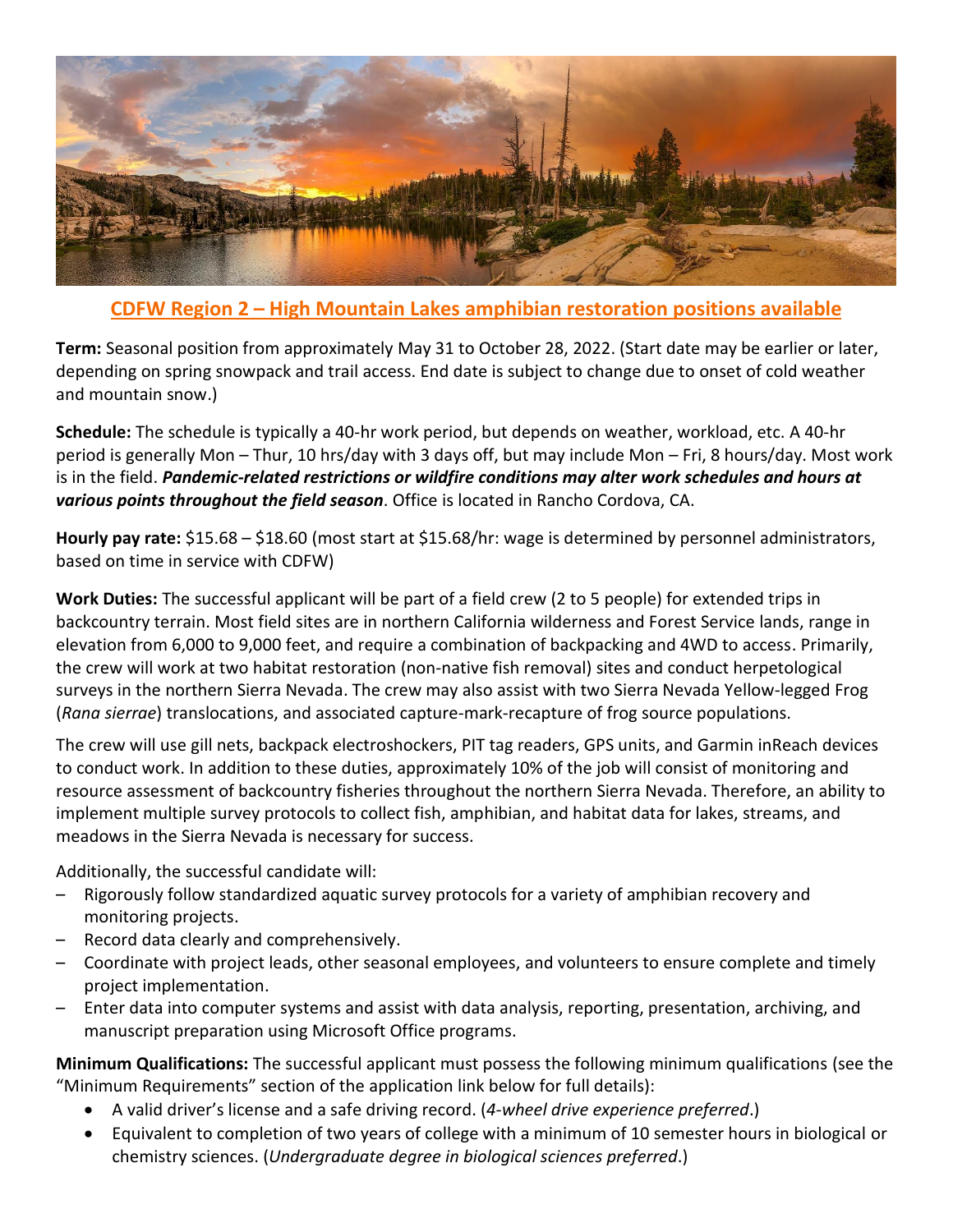## CDFW Region 2 – High Mountain Lakes amphibian restoration positions available

**Term:** Seasonal position from approximately May 31 to October 28, 2022. (Start date may be earlier or later, depending on spring snowpack and trail access. End date is subject to change due to onset of cold weather and mountain snow.)

**Schedule:** The schedule is typically a 40-hr work period, but depends on weather, workload, etc. A 40-hr period is generally Mon – Thur, 10 hrs/day with 3 days off, but may include Mon – Fri, 8 hours/day. Most work is in the field. ***Pandemic-related restrictions or wildfire conditions may alter work schedules and hours at various points throughout the field season***. Office is located in Rancho Cordova, CA.

**Hourly pay rate:** $15.68 – $18.60 (most start at $15.68/hr: wage is determined by personnel administrators, based on time in service with CDFW)

**Work Duties:** The successful applicant will be part of a field crew (2 to 5 people) for extended trips in backcountry terrain. Most field sites are in northern California wilderness and Forest Service lands, range in elevation from 6,000 to 9,000 feet, and require a combination of backpacking and 4WD to access. Primarily, the crew will work at two habitat restoration (non-native fish removal) sites and conduct herpetological surveys in the northern Sierra Nevada. The crew may also assist with two Sierra Nevada Yellow-legged Frog (*Rana sierrae*) translocations, and associated capture-mark-recapture of frog source populations.

The crew will use gill nets, backpack electroshockers, PIT tag readers, GPS units, and Garmin inReach devices to conduct work. In addition to these duties, approximately 10% of the job will consist of monitoring and resource assessment of backcountry fisheries throughout the northern Sierra Nevada. Therefore, an ability to implement multiple survey protocols to collect fish, amphibian, and habitat data for lakes, streams, and meadows in the Sierra Nevada is necessary for success.

Additionally, the successful candidate will:

- Rigorously follow standardized aquatic survey protocols for a variety of amphibian recovery and monitoring projects.
- Record data clearly and comprehensively.
- Coordinate with project leads, other seasonal employees, and volunteers to ensure complete and timely project implementation.
- Enter data into computer systems and assist with data analysis, reporting, presentation, archiving, and manuscript preparation using Microsoft Office programs.

**Minimum Qualifications:** The successful applicant must possess the following minimum qualifications (see the "Minimum Requirements" section of the application link below for full details):

- A valid driver's license and a safe driving record. (*4-wheel drive experience preferred*.)
- Equivalent to completion of two years of college with a minimum of 10 semester hours in biological or chemistry sciences. (*Undergraduate degree in biological sciences preferred*.)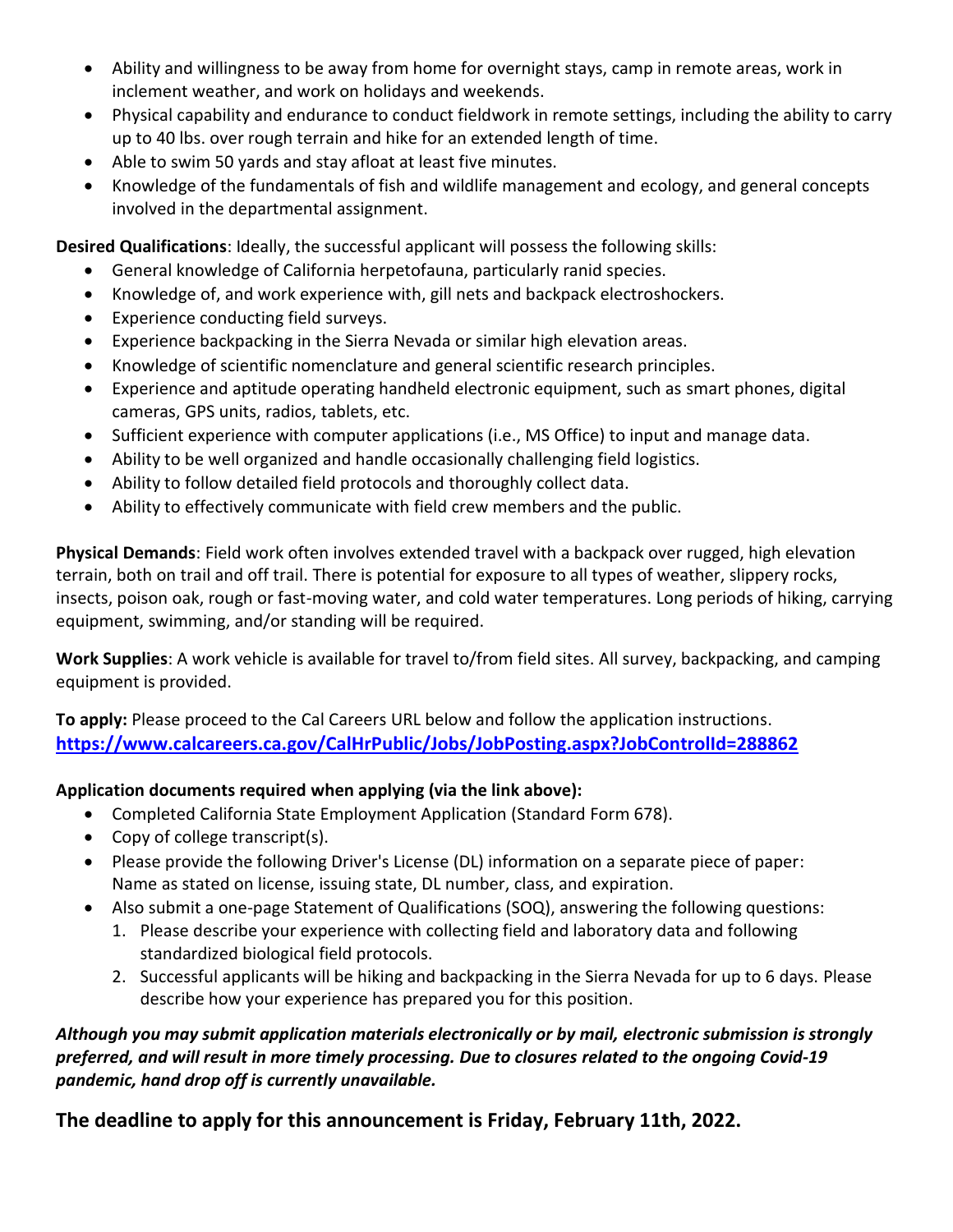- Ability and willingness to be away from home for overnight stays, camp in remote areas, work in inclement weather, and work on holidays and weekends.
- Physical capability and endurance to conduct fieldwork in remote settings, including the ability to carry up to 40 lbs. over rough terrain and hike for an extended length of time.
- Able to swim 50 yards and stay afloat at least five minutes.
- Knowledge of the fundamentals of fish and wildlife management and ecology, and general concepts involved in the departmental assignment.

**Desired Qualifications**: Ideally, the successful applicant will possess the following skills:

- General knowledge of California herpetofauna, particularly ranid species.
- Knowledge of, and work experience with, gill nets and backpack electroshockers.
- Experience conducting field surveys.
- Experience backpacking in the Sierra Nevada or similar high elevation areas.
- Knowledge of scientific nomenclature and general scientific research principles.
- Experience and aptitude operating handheld electronic equipment, such as smart phones, digital cameras, GPS units, radios, tablets, etc.
- Sufficient experience with computer applications (i.e., MS Office) to input and manage data.
- Ability to be well organized and handle occasionally challenging field logistics.
- Ability to follow detailed field protocols and thoroughly collect data.
- Ability to effectively communicate with field crew members and the public.

**Physical Demands**: Field work often involves extended travel with a backpack over rugged, high elevation terrain, both on trail and off trail. There is potential for exposure to all types of weather, slippery rocks, insects, poison oak, rough or fast-moving water, and cold water temperatures. Long periods of hiking, carrying equipment, swimming, and/or standing will be required.

**Work Supplies**: A work vehicle is available for travel to/from field sites. All survey, backpacking, and camping equipment is provided.

**To apply:** Please proceed to the Cal Careers URL below and follow the application instructions.
**[https://www.calcareers.ca.gov/CalHrPublic/Jobs/JobPosting.aspx?JobControlId=288862](https://www.calcareers.ca.gov/CalHrPublic/Jobs/JobPosting.aspx?JobControlId=288862)**

**Application documents required when applying (via the link above):**

- Completed California State Employment Application (Standard Form 678).
- Copy of college transcript(s).
- Please provide the following Driver's License (DL) information on a separate piece of paper: Name as stated on license, issuing state, DL number, class, and expiration.
- Also submit a one-page Statement of Qualifications (SOQ), answering the following questions:
  1. Please describe your experience with collecting field and laboratory data and following standardized biological field protocols.
  2. Successful applicants will be hiking and backpacking in the Sierra Nevada for up to 6 days. Please describe how your experience has prepared you for this position.

***Although you may submit application materials electronically or by mail, electronic submission is strongly preferred, and will result in more timely processing. Due to closures related to the ongoing Covid-19 pandemic, hand drop off is currently unavailable.***

## The deadline to apply for this announcement is Friday, February 11th, 2022.